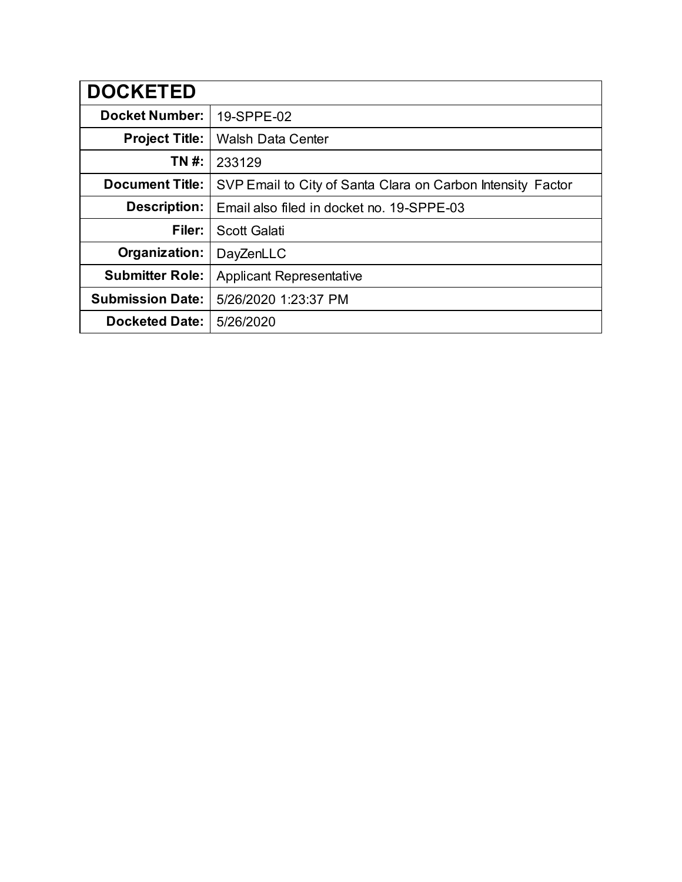| DOCKETED | |
|---|---|
| **Docket Number:** | 19-SPPE-02 |
| **Project Title:** | Walsh Data Center |
| **TN #:** | 233129 |
| **Document Title:** | SVP Email to City of Santa Clara on Carbon Intensity Factor |
| **Description:** | Email also filed in docket no. 19-SPPE-03 |
| **Filer:** | Scott Galati |
| **Organization:** | DayZenLLC |
| **Submitter Role:** | Applicant Representative |
| **Submission Date:** | 5/26/2020 1:23:37 PM |
| **Docketed Date:** | 5/26/2020 |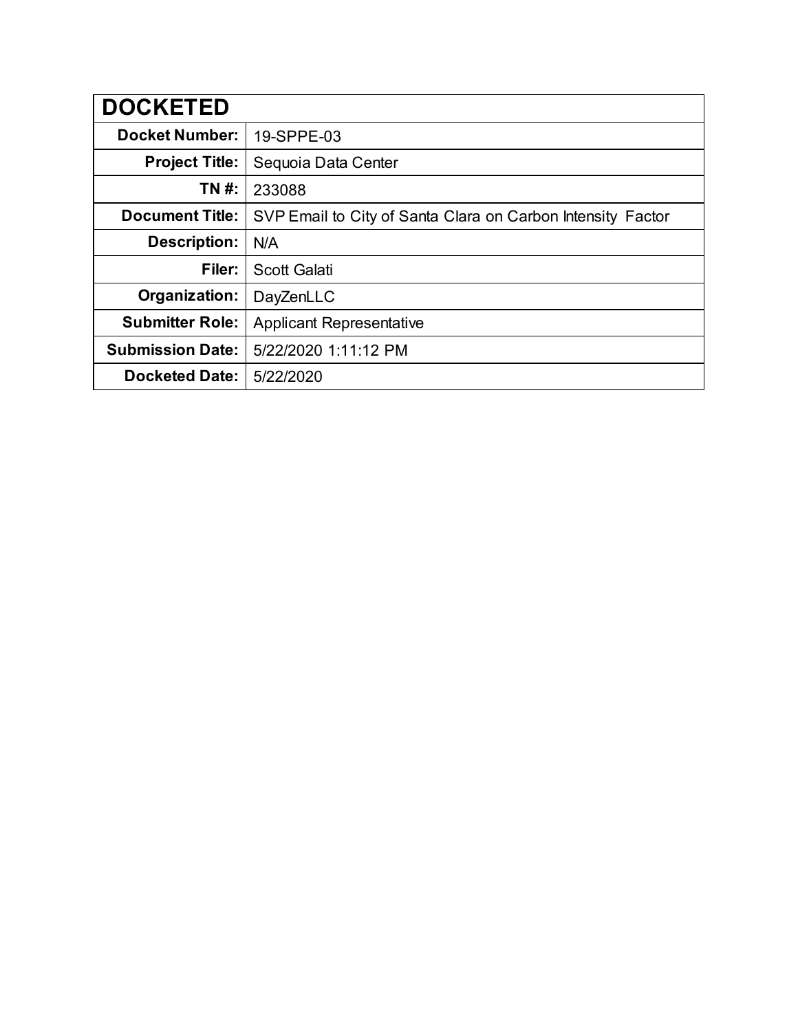# DOCKETED

| Field | Value |
|---|---|
| **Docket Number:** | 19-SPPE-03 |
| **Project Title:** | Sequoia Data Center |
| **TN #:** | 233088 |
| **Document Title:** | SVP Email to City of Santa Clara on Carbon Intensity Factor |
| **Description:** | N/A |
| **Filer:** | Scott Galati |
| **Organization:** | DayZenLLC |
| **Submitter Role:** | Applicant Representative |
| **Submission Date:** | 5/22/2020 1:11:12 PM |
| **Docketed Date:** | 5/22/2020 |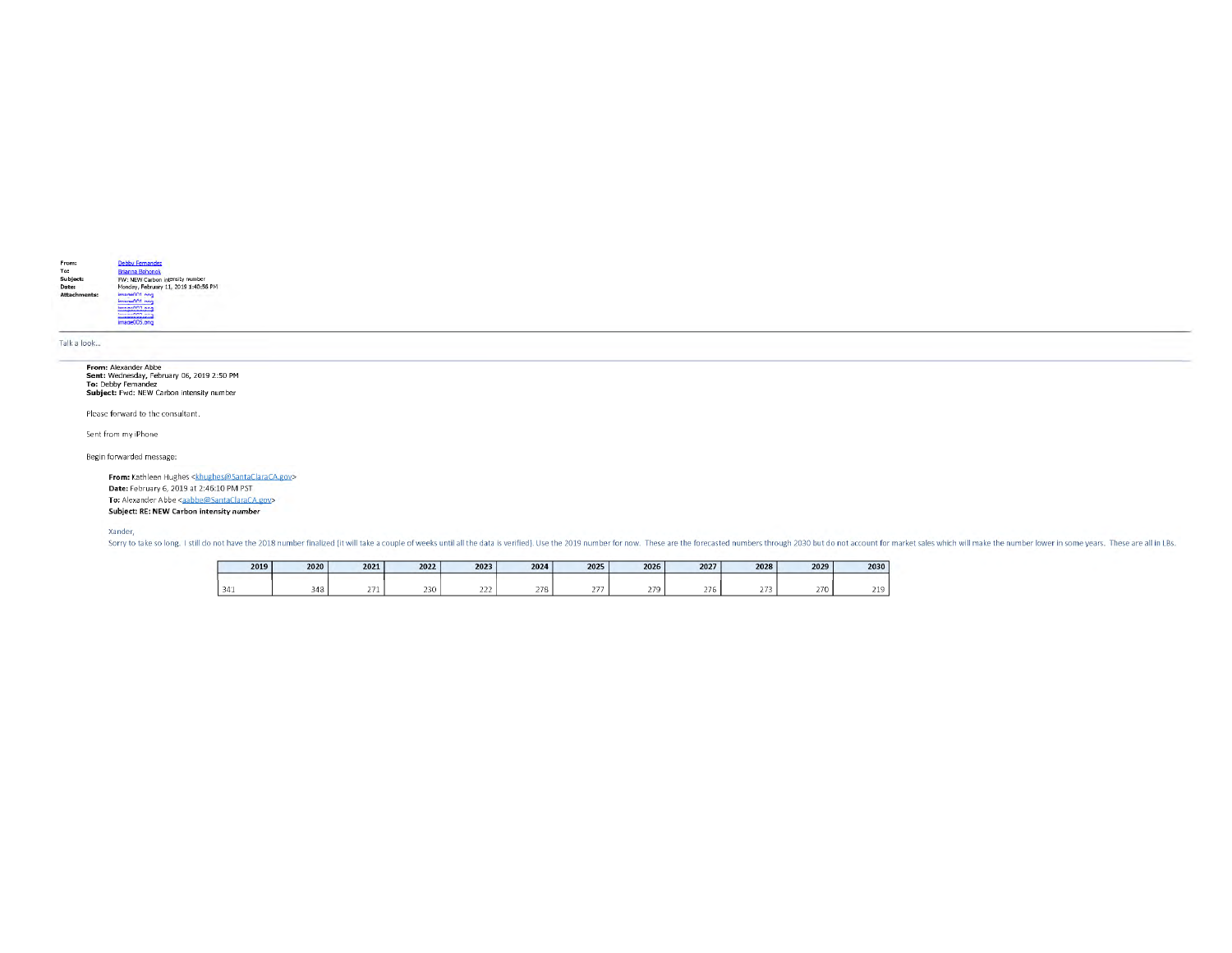**From:** Debby Fernandez
**To:** Brianna Bohonok
**Subject:** FW: NEW Carbon intensity number
**Date:** Monday, February 11, 2019 1:40:56 PM
**Attachments:** image001.png
image001.png
image002.png
image003.png
image005.png

Talk a look...

**From:** Alexander Abbe
**Sent:** Wednesday, February 06, 2019 2:50 PM
**To:** Debby Fernandez
**Subject:** Fwd: NEW Carbon intensity number

Please forward to the consultant.

Sent from my iPhone

Begin forwarded message:

> **From:** Kathleen Hughes <khughes@SantaClaraCA.gov>
> **Date:** February 6, 2019 at 2:46:10 PM PST
> **To:** Alexander Abbe <aabbe@SantaClaraCA.gov>
> **Subject: RE: NEW Carbon intensity *number***
>
> Xander,
> Sorry to take so long. I still do not have the 2018 number finalized (it will take a couple of weeks until all the data is verified). Use the 2019 number for now. These are the forecasted numbers through 2030 but do not account for market sales which will make the number lower in some years. These are all in LBs.
>
> | 2019 | 2020 | 2021 | 2022 | 2023 | 2024 | 2025 | 2026 | 2027 | 2028 | 2029 | 2030 |
> |---|---|---|---|---|---|---|---|---|---|---|---|
> | 341 | 348 | 271 | 230 | 222 | 278 | 277 | 279 | 276 | 273 | 270 | 219 |